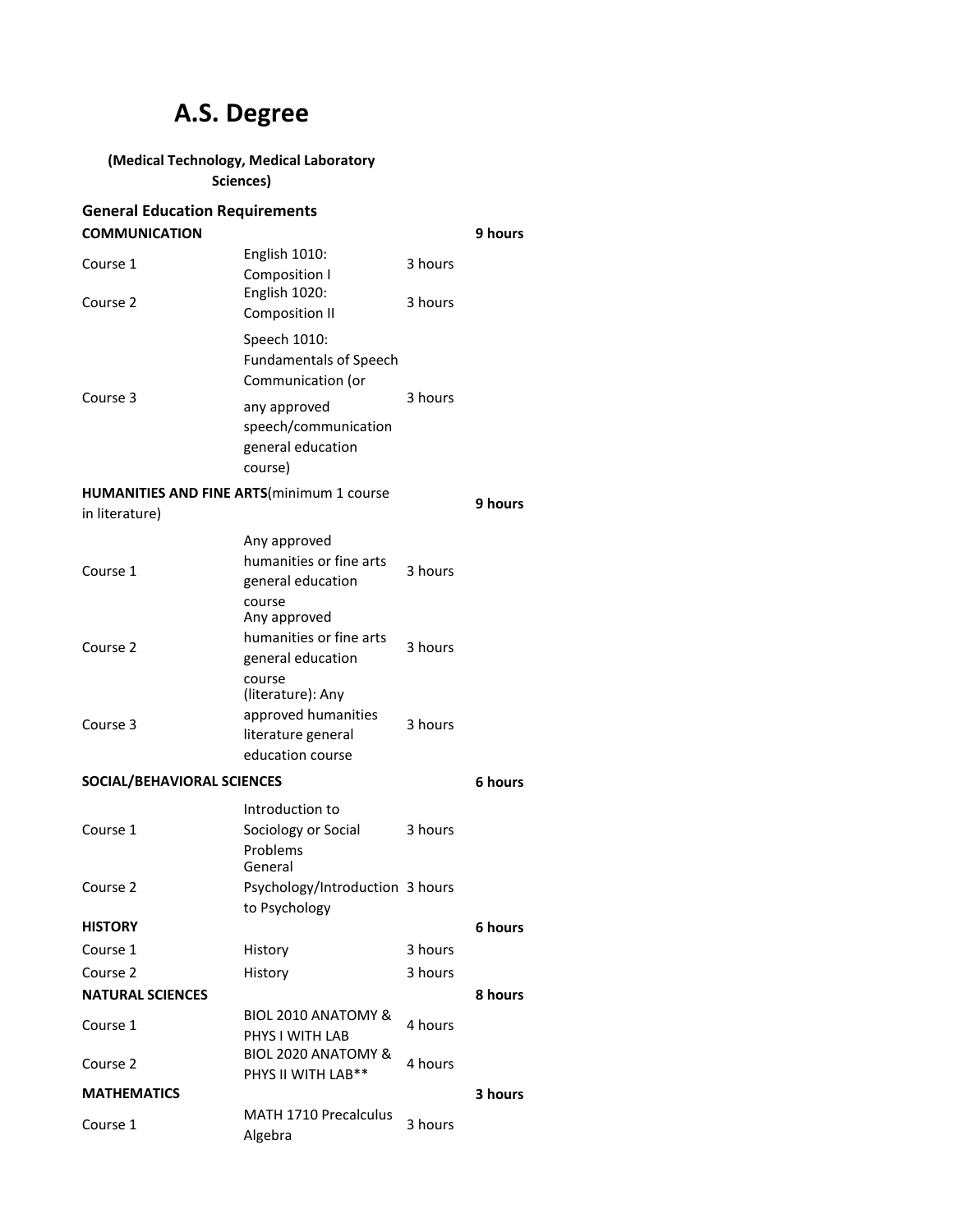# A.S. Degree

**(Medical Technology, Medical Laboratory Sciences)**

## General Education Requirements

| | | | |
|---|---|---|---|
| **COMMUNICATION** | | | **9 hours** |
| Course 1 | English 1010: Composition I | 3 hours | |
| Course 2 | English 1020: Composition II | 3 hours | |
| Course 3 | Speech 1010: Fundamentals of Speech Communication (or any approved speech/communication general education course) | 3 hours | |
| **HUMANITIES AND FINE ARTS**(minimum 1 course in literature) | | | **9 hours** |
| Course 1 | Any approved humanities or fine arts general education course | 3 hours | |
| Course 2 | Any approved humanities or fine arts general education course | 3 hours | |
| Course 3 | (literature): Any approved humanities literature general education course | 3 hours | |
| **SOCIAL/BEHAVIORAL SCIENCES** | | | **6 hours** |
| Course 1 | Introduction to Sociology or Social Problems | 3 hours | |
| Course 2 | General Psychology/Introduction to Psychology | 3 hours | |
| **HISTORY** | | | **6 hours** |
| Course 1 | History | 3 hours | |
| Course 2 | History | 3 hours | |
| **NATURAL SCIENCES** | | | **8 hours** |
| Course 1 | BIOL 2010 ANATOMY & PHYS I WITH LAB | 4 hours | |
| Course 2 | BIOL 2020 ANATOMY & PHYS II WITH LAB** | 4 hours | |
| **MATHEMATICS** | | | **3 hours** |
| Course 1 | MATH 1710 Precalculus Algebra | 3 hours | |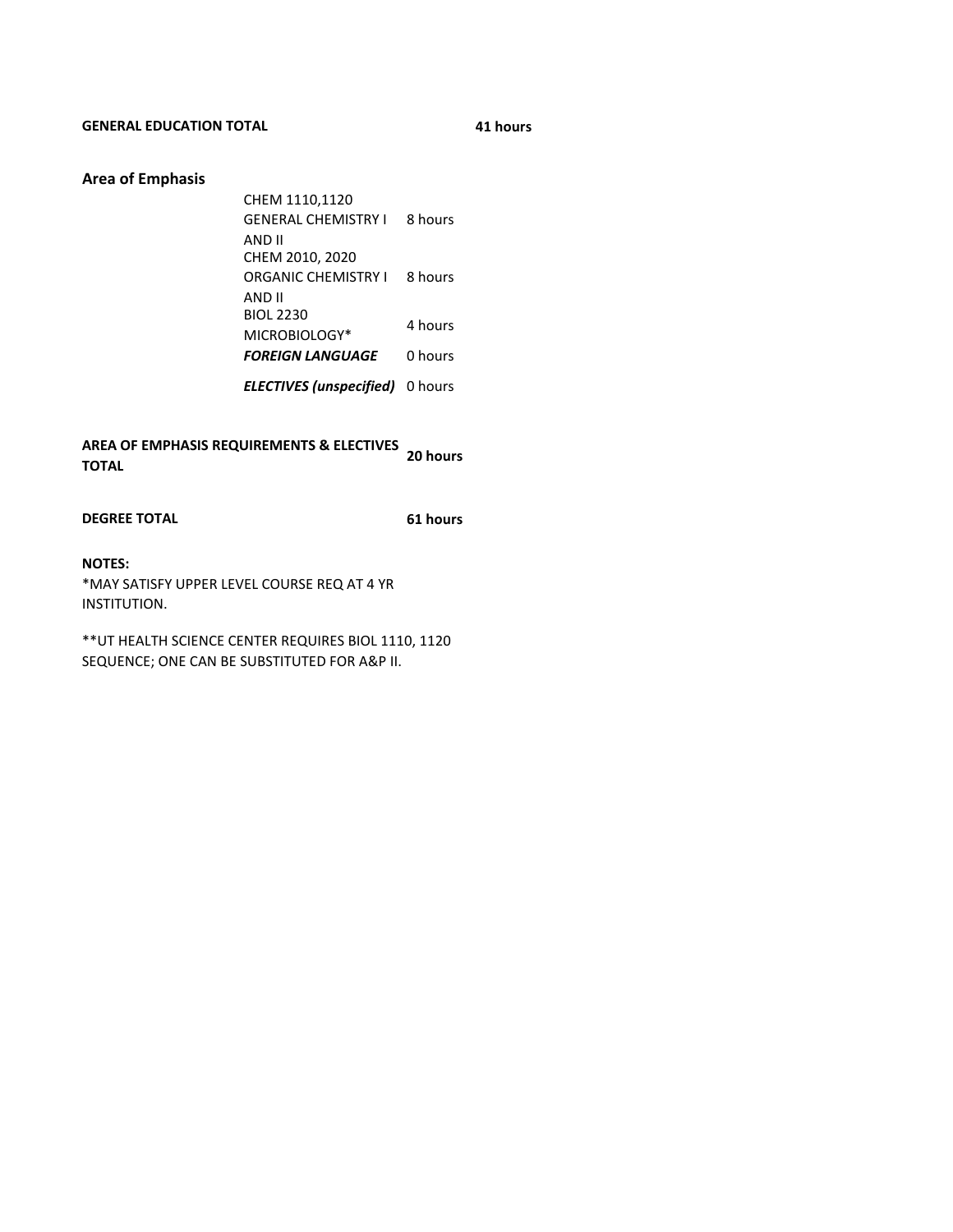**GENERAL EDUCATION TOTAL** **41 hours**

## Area of Emphasis

| | |
|---|---|
| CHEM 1110,1120 GENERAL CHEMISTRY I AND II | 8 hours |
| CHEM 2010, 2020 ORGANIC CHEMISTRY I AND II | 8 hours |
| BIOL 2230 MICROBIOLOGY* | 4 hours |
| ***FOREIGN LANGUAGE*** | 0 hours |
| ***ELECTIVES (unspecified)*** | 0 hours |

**AREA OF EMPHASIS REQUIREMENTS & ELECTIVES TOTAL** **20 hours**

**DEGREE TOTAL** **61 hours**

**NOTES:**

*MAY SATISFY UPPER LEVEL COURSE REQ AT 4 YR INSTITUTION.

**UT HEALTH SCIENCE CENTER REQUIRES BIOL 1110, 1120 SEQUENCE; ONE CAN BE SUBSTITUTED FOR A&P II.